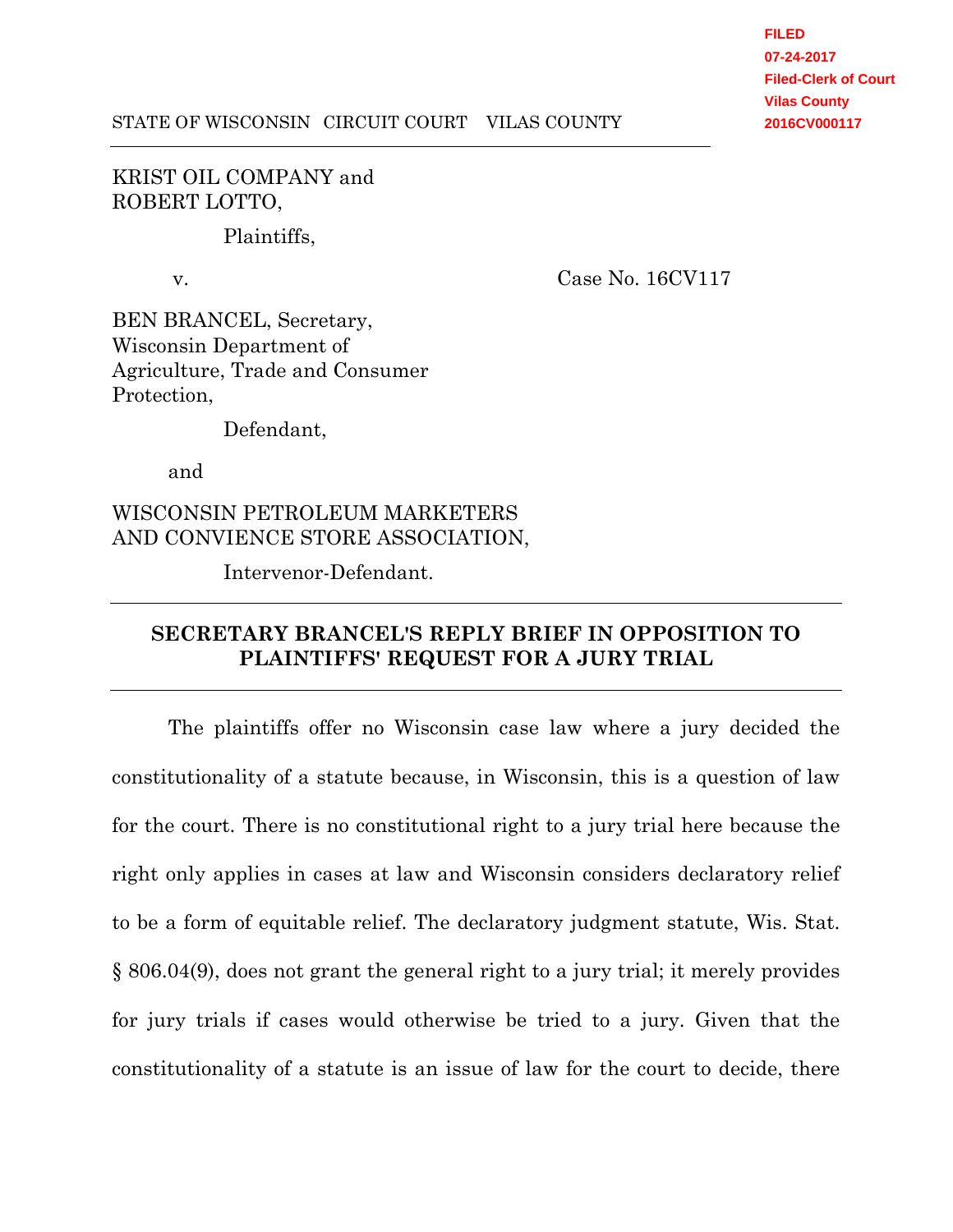FILED
07-24-2017
Filed-Clerk of Court
Vilas County
2016CV000117

STATE OF WISCONSIN CIRCUIT COURT VILAS COUNTY

KRIST OIL COMPANY and
ROBERT LOTTO,

Plaintiffs,

v. Case No. 16CV117

BEN BRANCEL, Secretary,
Wisconsin Department of
Agriculture, Trade and Consumer
Protection,

Defendant,

and

WISCONSIN PETROLEUM MARKETERS
AND CONVIENCE STORE ASSOCIATION,

Intervenor-Defendant.

---

**SECRETARY BRANCEL'S REPLY BRIEF IN OPPOSITION TO PLAINTIFFS' REQUEST FOR A JURY TRIAL**

---

The plaintiffs offer no Wisconsin case law where a jury decided the constitutionality of a statute because, in Wisconsin, this is a question of law for the court. There is no constitutional right to a jury trial here because the right only applies in cases at law and Wisconsin considers declaratory relief to be a form of equitable relief. The declaratory judgment statute, Wis. Stat. § 806.04(9), does not grant the general right to a jury trial; it merely provides for jury trials if cases would otherwise be tried to a jury. Given that the constitutionality of a statute is an issue of law for the court to decide, there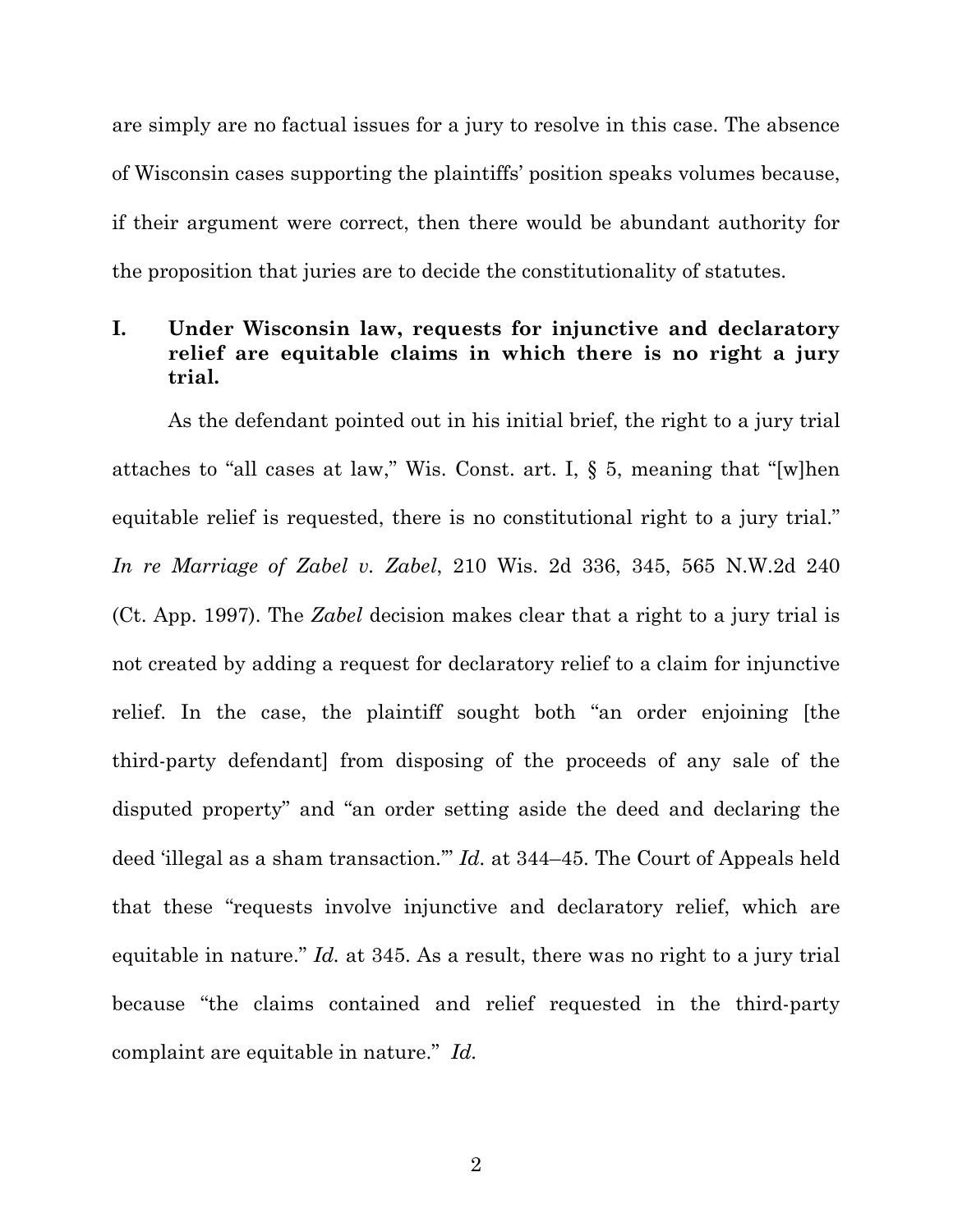are simply are no factual issues for a jury to resolve in this case. The absence of Wisconsin cases supporting the plaintiffs' position speaks volumes because, if their argument were correct, then there would be abundant authority for the proposition that juries are to decide the constitutionality of statutes.

## I. Under Wisconsin law, requests for injunctive and declaratory relief are equitable claims in which there is no right a jury trial.

As the defendant pointed out in his initial brief, the right to a jury trial attaches to "all cases at law," Wis. Const. art. I, § 5, meaning that "[w]hen equitable relief is requested, there is no constitutional right to a jury trial." *In re Marriage of Zabel v. Zabel*, 210 Wis. 2d 336, 345, 565 N.W.2d 240 (Ct. App. 1997). The *Zabel* decision makes clear that a right to a jury trial is not created by adding a request for declaratory relief to a claim for injunctive relief. In the case, the plaintiff sought both "an order enjoining [the third-party defendant] from disposing of the proceeds of any sale of the disputed property" and "an order setting aside the deed and declaring the deed 'illegal as a sham transaction.'" *Id.* at 344–45. The Court of Appeals held that these "requests involve injunctive and declaratory relief, which are equitable in nature." *Id.* at 345. As a result, there was no right to a jury trial because "the claims contained and relief requested in the third-party complaint are equitable in nature." *Id.*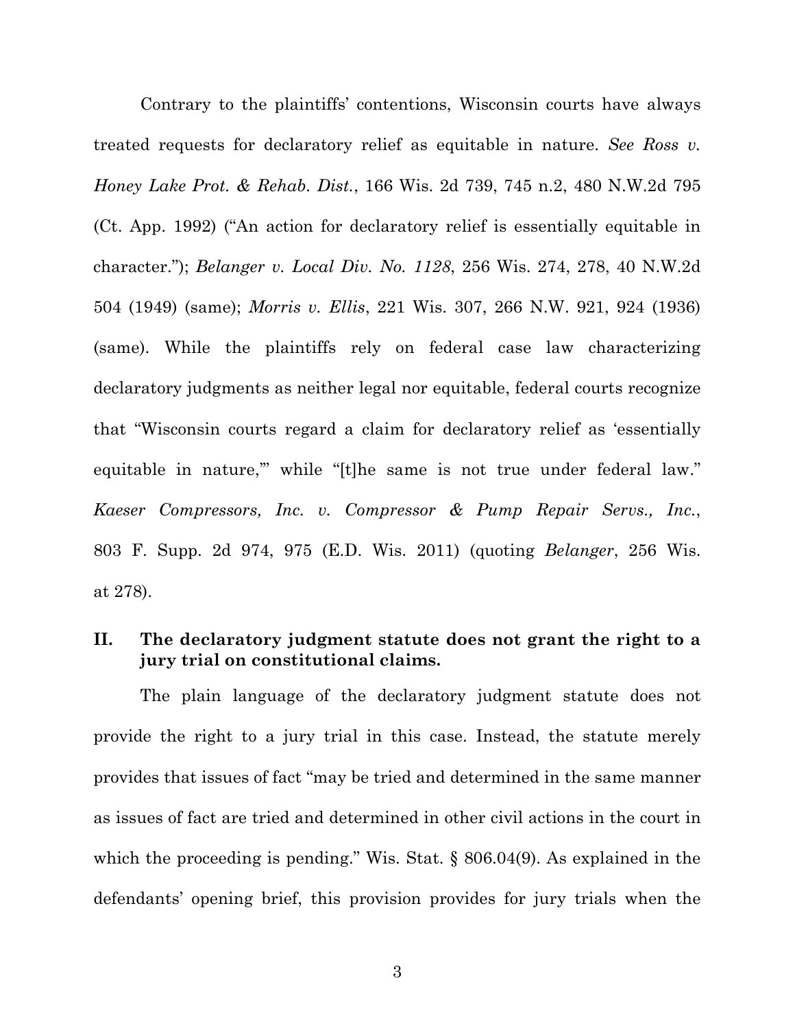Contrary to the plaintiffs' contentions, Wisconsin courts have always treated requests for declaratory relief as equitable in nature. *See Ross v. Honey Lake Prot. & Rehab. Dist.*, 166 Wis. 2d 739, 745 n.2, 480 N.W.2d 795 (Ct. App. 1992) ("An action for declaratory relief is essentially equitable in character."); *Belanger v. Local Div. No. 1128*, 256 Wis. 274, 278, 40 N.W.2d 504 (1949) (same); *Morris v. Ellis*, 221 Wis. 307, 266 N.W. 921, 924 (1936) (same). While the plaintiffs rely on federal case law characterizing declaratory judgments as neither legal nor equitable, federal courts recognize that "Wisconsin courts regard a claim for declaratory relief as 'essentially equitable in nature,'" while "[t]he same is not true under federal law." *Kaeser Compressors, Inc. v. Compressor & Pump Repair Servs., Inc.*, 803 F. Supp. 2d 974, 975 (E.D. Wis. 2011) (quoting *Belanger*, 256 Wis. at 278).

## II. The declaratory judgment statute does not grant the right to a jury trial on constitutional claims.

The plain language of the declaratory judgment statute does not provide the right to a jury trial in this case. Instead, the statute merely provides that issues of fact "may be tried and determined in the same manner as issues of fact are tried and determined in other civil actions in the court in which the proceeding is pending." Wis. Stat. § 806.04(9). As explained in the defendants' opening brief, this provision provides for jury trials when the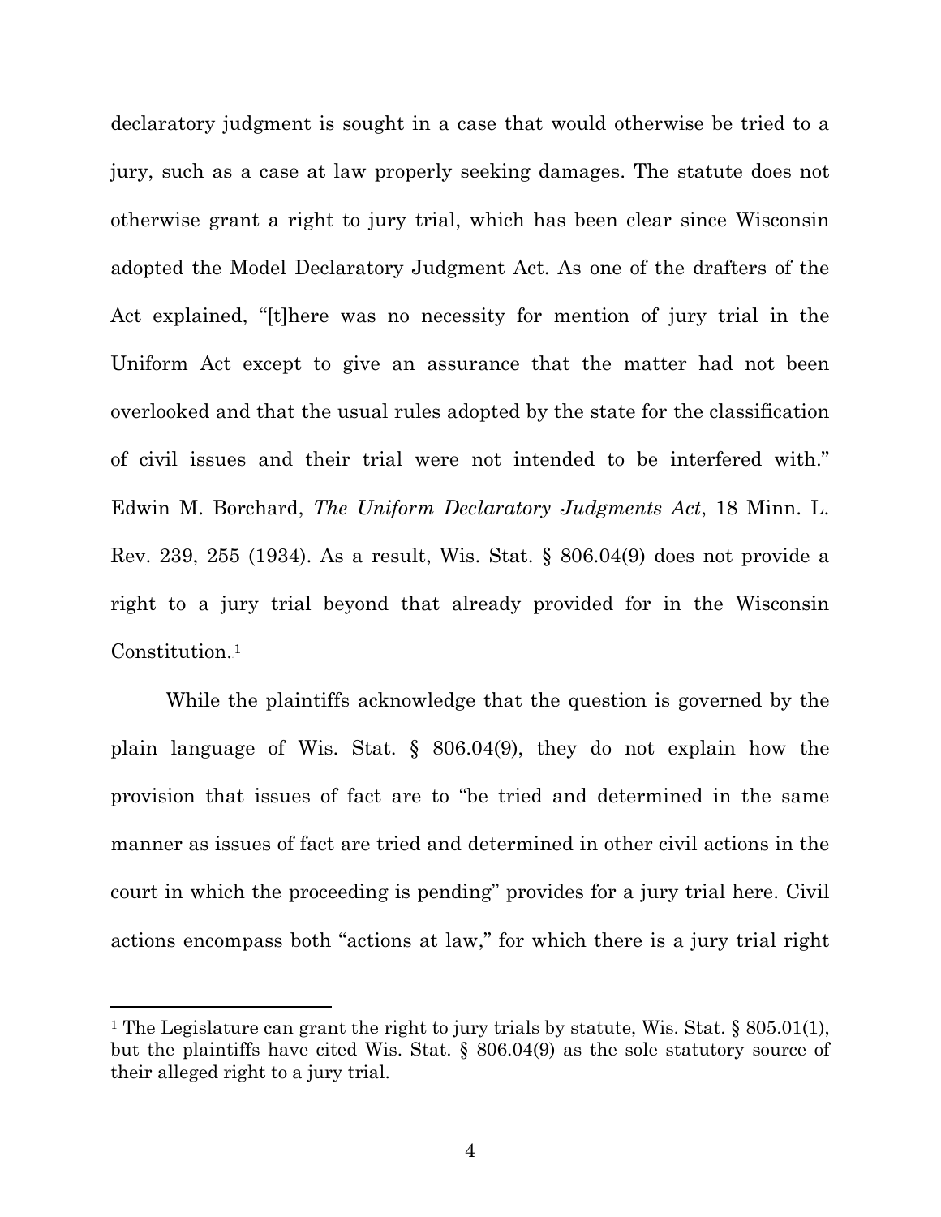declaratory judgment is sought in a case that would otherwise be tried to a jury, such as a case at law properly seeking damages. The statute does not otherwise grant a right to jury trial, which has been clear since Wisconsin adopted the Model Declaratory Judgment Act. As one of the drafters of the Act explained, "[t]here was no necessity for mention of jury trial in the Uniform Act except to give an assurance that the matter had not been overlooked and that the usual rules adopted by the state for the classification of civil issues and their trial were not intended to be interfered with." Edwin M. Borchard, *The Uniform Declaratory Judgments Act*, 18 Minn. L. Rev. 239, 255 (1934). As a result, Wis. Stat. § 806.04(9) does not provide a right to a jury trial beyond that already provided for in the Wisconsin Constitution.[1]

While the plaintiffs acknowledge that the question is governed by the plain language of Wis. Stat. § 806.04(9), they do not explain how the provision that issues of fact are to "be tried and determined in the same manner as issues of fact are tried and determined in other civil actions in the court in which the proceeding is pending" provides for a jury trial here. Civil actions encompass both "actions at law," for which there is a jury trial right

[1] The Legislature can grant the right to jury trials by statute, Wis. Stat. § 805.01(1), but the plaintiffs have cited Wis. Stat. § 806.04(9) as the sole statutory source of their alleged right to a jury trial.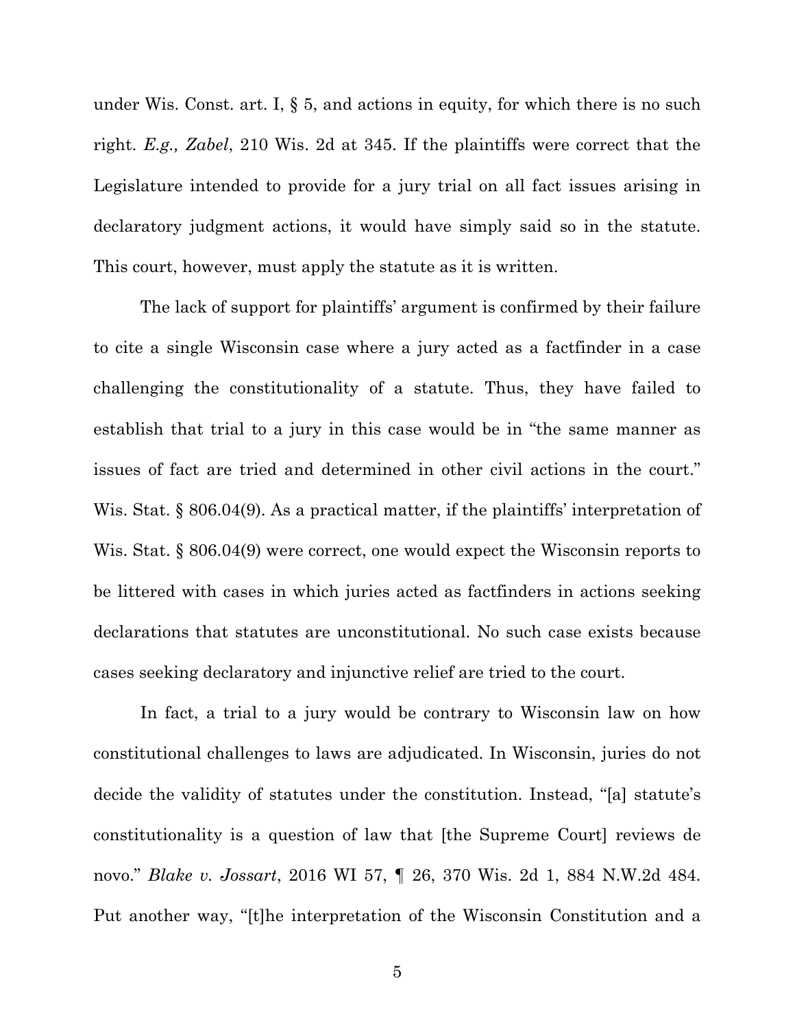under Wis. Const. art. I, § 5, and actions in equity, for which there is no such right. *E.g., Zabel*, 210 Wis. 2d at 345. If the plaintiffs were correct that the Legislature intended to provide for a jury trial on all fact issues arising in declaratory judgment actions, it would have simply said so in the statute. This court, however, must apply the statute as it is written.

The lack of support for plaintiffs' argument is confirmed by their failure to cite a single Wisconsin case where a jury acted as a factfinder in a case challenging the constitutionality of a statute. Thus, they have failed to establish that trial to a jury in this case would be in "the same manner as issues of fact are tried and determined in other civil actions in the court." Wis. Stat. § 806.04(9). As a practical matter, if the plaintiffs' interpretation of Wis. Stat. § 806.04(9) were correct, one would expect the Wisconsin reports to be littered with cases in which juries acted as factfinders in actions seeking declarations that statutes are unconstitutional. No such case exists because cases seeking declaratory and injunctive relief are tried to the court.

In fact, a trial to a jury would be contrary to Wisconsin law on how constitutional challenges to laws are adjudicated. In Wisconsin, juries do not decide the validity of statutes under the constitution. Instead, "[a] statute's constitutionality is a question of law that [the Supreme Court] reviews de novo." *Blake v. Jossart*, 2016 WI 57, ¶ 26, 370 Wis. 2d 1, 884 N.W.2d 484. Put another way, "[t]he interpretation of the Wisconsin Constitution and a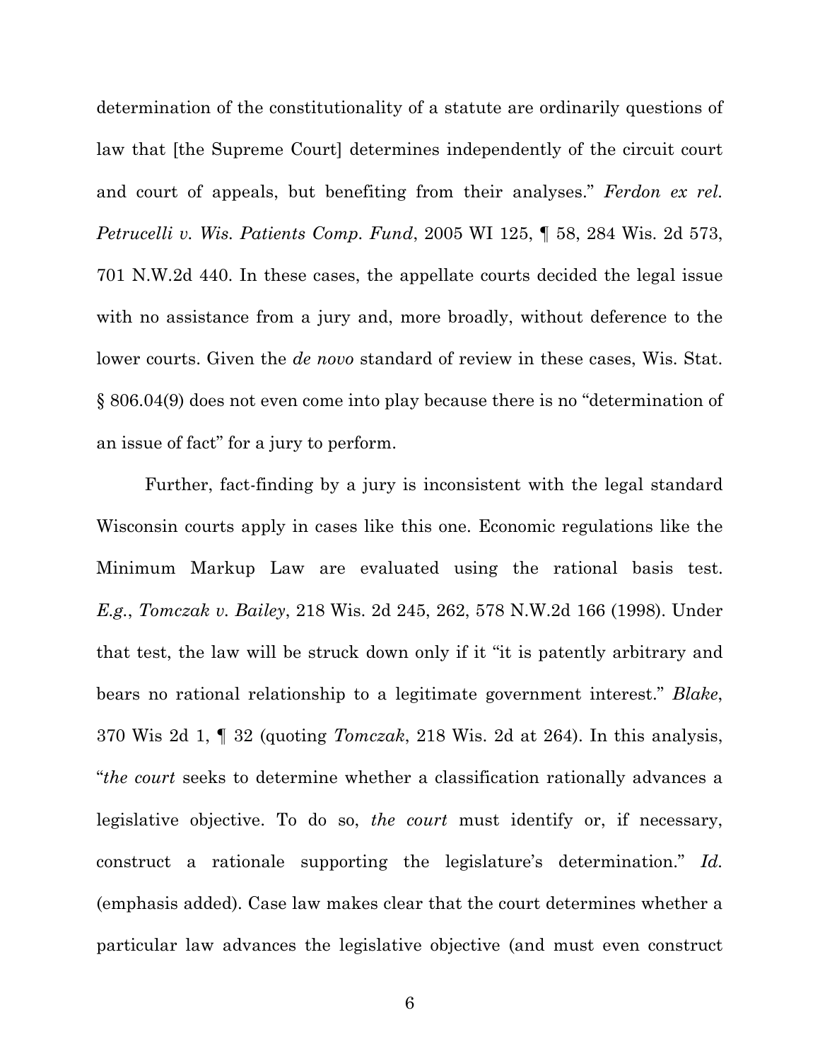determination of the constitutionality of a statute are ordinarily questions of law that [the Supreme Court] determines independently of the circuit court and court of appeals, but benefiting from their analyses." *Ferdon ex rel. Petrucelli v. Wis. Patients Comp. Fund*, 2005 WI 125, ¶ 58, 284 Wis. 2d 573, 701 N.W.2d 440. In these cases, the appellate courts decided the legal issue with no assistance from a jury and, more broadly, without deference to the lower courts. Given the *de novo* standard of review in these cases, Wis. Stat. § 806.04(9) does not even come into play because there is no "determination of an issue of fact" for a jury to perform.

Further, fact-finding by a jury is inconsistent with the legal standard Wisconsin courts apply in cases like this one. Economic regulations like the Minimum Markup Law are evaluated using the rational basis test. *E.g.*, *Tomczak v. Bailey*, 218 Wis. 2d 245, 262, 578 N.W.2d 166 (1998). Under that test, the law will be struck down only if it "it is patently arbitrary and bears no rational relationship to a legitimate government interest." *Blake*, 370 Wis 2d 1, ¶ 32 (quoting *Tomczak*, 218 Wis. 2d at 264). In this analysis, "*the court* seeks to determine whether a classification rationally advances a legislative objective. To do so, *the court* must identify or, if necessary, construct a rationale supporting the legislature's determination." *Id.* (emphasis added). Case law makes clear that the court determines whether a particular law advances the legislative objective (and must even construct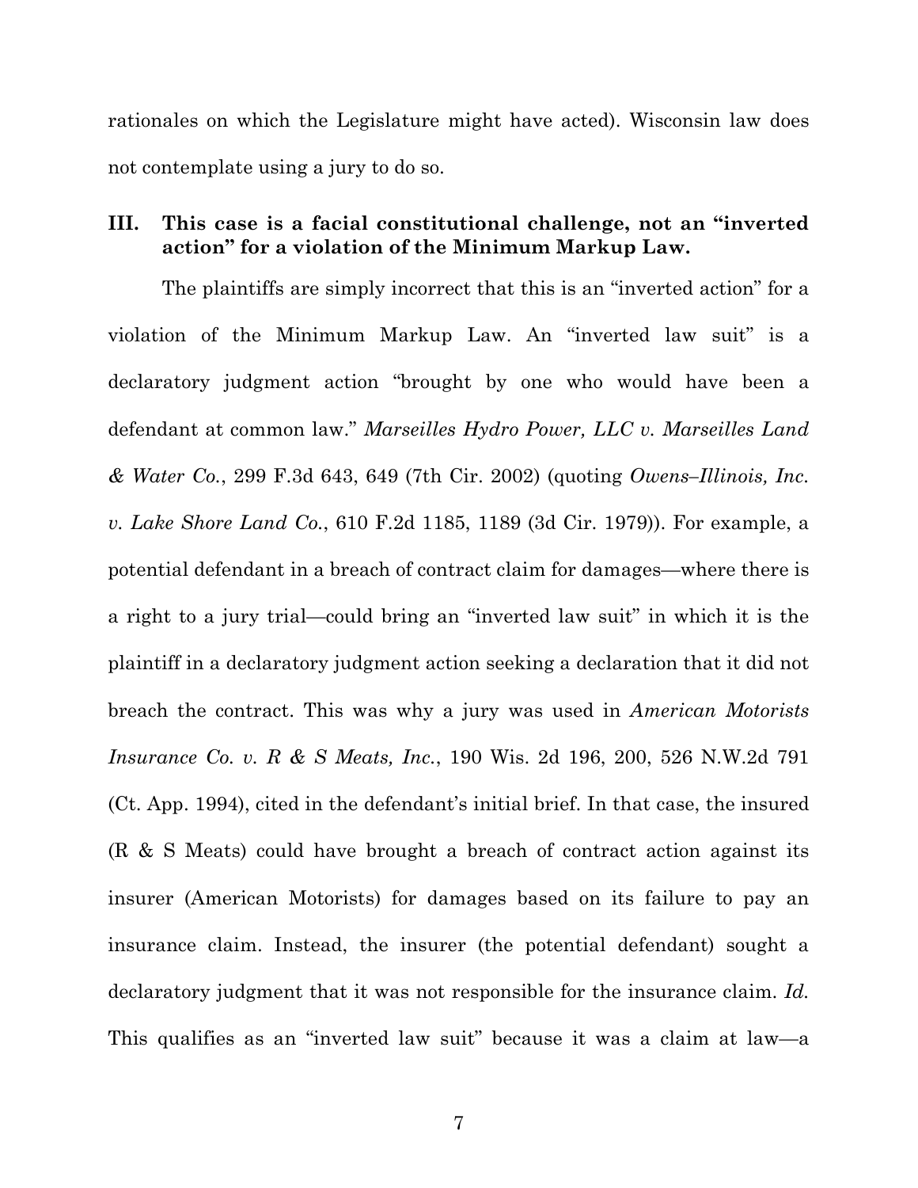rationales on which the Legislature might have acted). Wisconsin law does not contemplate using a jury to do so.

## III. This case is a facial constitutional challenge, not an "inverted action" for a violation of the Minimum Markup Law.

The plaintiffs are simply incorrect that this is an "inverted action" for a violation of the Minimum Markup Law. An "inverted law suit" is a declaratory judgment action "brought by one who would have been a defendant at common law." *Marseilles Hydro Power, LLC v. Marseilles Land & Water Co.*, 299 F.3d 643, 649 (7th Cir. 2002) (quoting *Owens–Illinois, Inc. v. Lake Shore Land Co.*, 610 F.2d 1185, 1189 (3d Cir. 1979)). For example, a potential defendant in a breach of contract claim for damages—where there is a right to a jury trial—could bring an "inverted law suit" in which it is the plaintiff in a declaratory judgment action seeking a declaration that it did not breach the contract. This was why a jury was used in *American Motorists Insurance Co. v. R & S Meats, Inc.*, 190 Wis. 2d 196, 200, 526 N.W.2d 791 (Ct. App. 1994), cited in the defendant's initial brief. In that case, the insured (R & S Meats) could have brought a breach of contract action against its insurer (American Motorists) for damages based on its failure to pay an insurance claim. Instead, the insurer (the potential defendant) sought a declaratory judgment that it was not responsible for the insurance claim. *Id.* This qualifies as an "inverted law suit" because it was a claim at law—a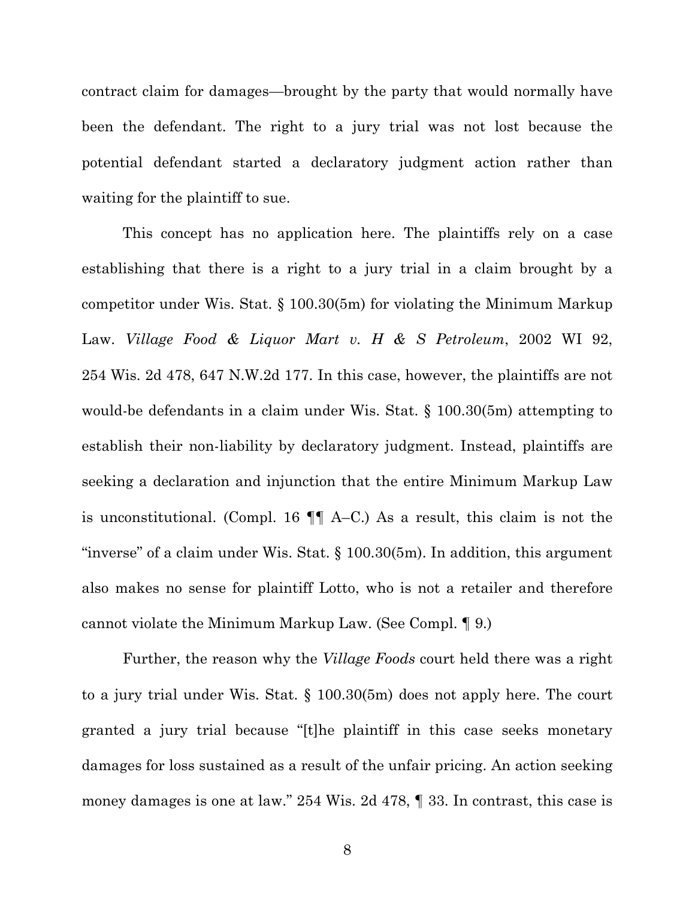contract claim for damages—brought by the party that would normally have been the defendant. The right to a jury trial was not lost because the potential defendant started a declaratory judgment action rather than waiting for the plaintiff to sue.

This concept has no application here. The plaintiffs rely on a case establishing that there is a right to a jury trial in a claim brought by a competitor under Wis. Stat. § 100.30(5m) for violating the Minimum Markup Law. *Village Food & Liquor Mart v. H & S Petroleum*, 2002 WI 92, 254 Wis. 2d 478, 647 N.W.2d 177. In this case, however, the plaintiffs are not would-be defendants in a claim under Wis. Stat. § 100.30(5m) attempting to establish their non-liability by declaratory judgment. Instead, plaintiffs are seeking a declaration and injunction that the entire Minimum Markup Law is unconstitutional. (Compl. 16 ¶¶ A–C.) As a result, this claim is not the "inverse" of a claim under Wis. Stat. § 100.30(5m). In addition, this argument also makes no sense for plaintiff Lotto, who is not a retailer and therefore cannot violate the Minimum Markup Law. (See Compl. ¶ 9.)

Further, the reason why the *Village Foods* court held there was a right to a jury trial under Wis. Stat. § 100.30(5m) does not apply here. The court granted a jury trial because "[t]he plaintiff in this case seeks monetary damages for loss sustained as a result of the unfair pricing. An action seeking money damages is one at law." 254 Wis. 2d 478, ¶ 33. In contrast, this case is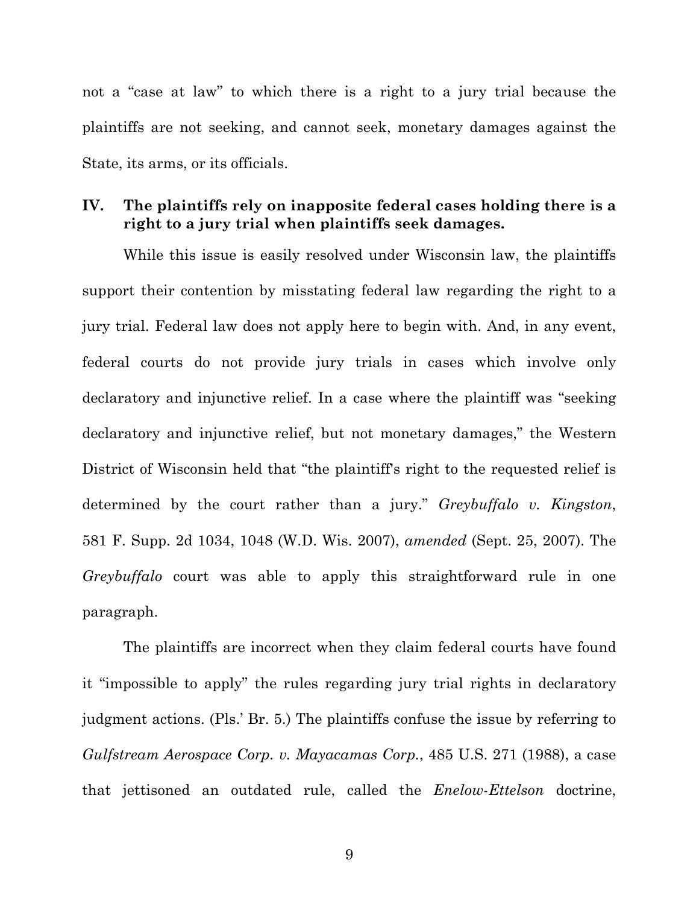not a "case at law" to which there is a right to a jury trial because the plaintiffs are not seeking, and cannot seek, monetary damages against the State, its arms, or its officials.

## IV. The plaintiffs rely on inapposite federal cases holding there is a right to a jury trial when plaintiffs seek damages.

While this issue is easily resolved under Wisconsin law, the plaintiffs support their contention by misstating federal law regarding the right to a jury trial. Federal law does not apply here to begin with. And, in any event, federal courts do not provide jury trials in cases which involve only declaratory and injunctive relief. In a case where the plaintiff was "seeking declaratory and injunctive relief, but not monetary damages," the Western District of Wisconsin held that "the plaintiff's right to the requested relief is determined by the court rather than a jury." *Greybuffalo v. Kingston*, 581 F. Supp. 2d 1034, 1048 (W.D. Wis. 2007), *amended* (Sept. 25, 2007). The *Greybuffalo* court was able to apply this straightforward rule in one paragraph.

The plaintiffs are incorrect when they claim federal courts have found it "impossible to apply" the rules regarding jury trial rights in declaratory judgment actions. (Pls.' Br. 5.) The plaintiffs confuse the issue by referring to *Gulfstream Aerospace Corp. v. Mayacamas Corp.*, 485 U.S. 271 (1988), a case that jettisoned an outdated rule, called the *Enelow-Ettelson* doctrine,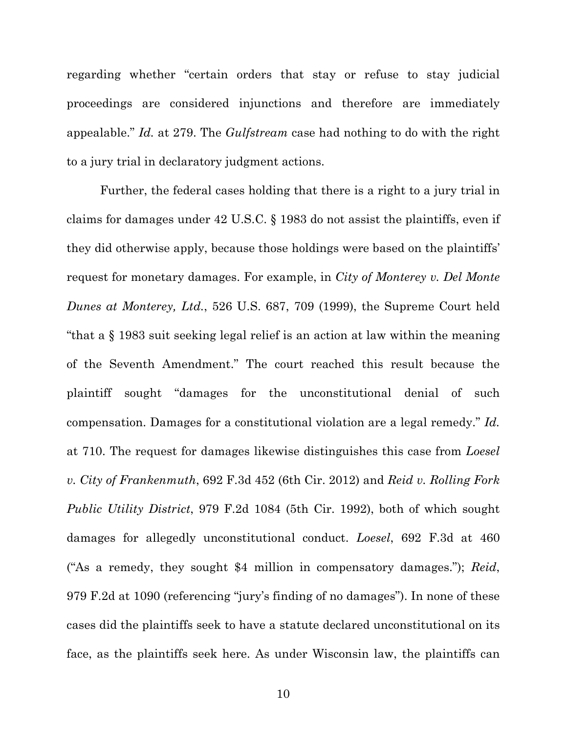regarding whether "certain orders that stay or refuse to stay judicial proceedings are considered injunctions and therefore are immediately appealable." *Id.* at 279. The *Gulfstream* case had nothing to do with the right to a jury trial in declaratory judgment actions.

Further, the federal cases holding that there is a right to a jury trial in claims for damages under 42 U.S.C. § 1983 do not assist the plaintiffs, even if they did otherwise apply, because those holdings were based on the plaintiffs' request for monetary damages. For example, in *City of Monterey v. Del Monte Dunes at Monterey, Ltd.*, 526 U.S. 687, 709 (1999), the Supreme Court held "that a § 1983 suit seeking legal relief is an action at law within the meaning of the Seventh Amendment." The court reached this result because the plaintiff sought "damages for the unconstitutional denial of such compensation. Damages for a constitutional violation are a legal remedy." *Id.* at 710. The request for damages likewise distinguishes this case from *Loesel v. City of Frankenmuth*, 692 F.3d 452 (6th Cir. 2012) and *Reid v. Rolling Fork Public Utility District*, 979 F.2d 1084 (5th Cir. 1992), both of which sought damages for allegedly unconstitutional conduct. *Loesel*, 692 F.3d at 460 ("As a remedy, they sought $4 million in compensatory damages."); *Reid*, 979 F.2d at 1090 (referencing "jury's finding of no damages"). In none of these cases did the plaintiffs seek to have a statute declared unconstitutional on its face, as the plaintiffs seek here. As under Wisconsin law, the plaintiffs can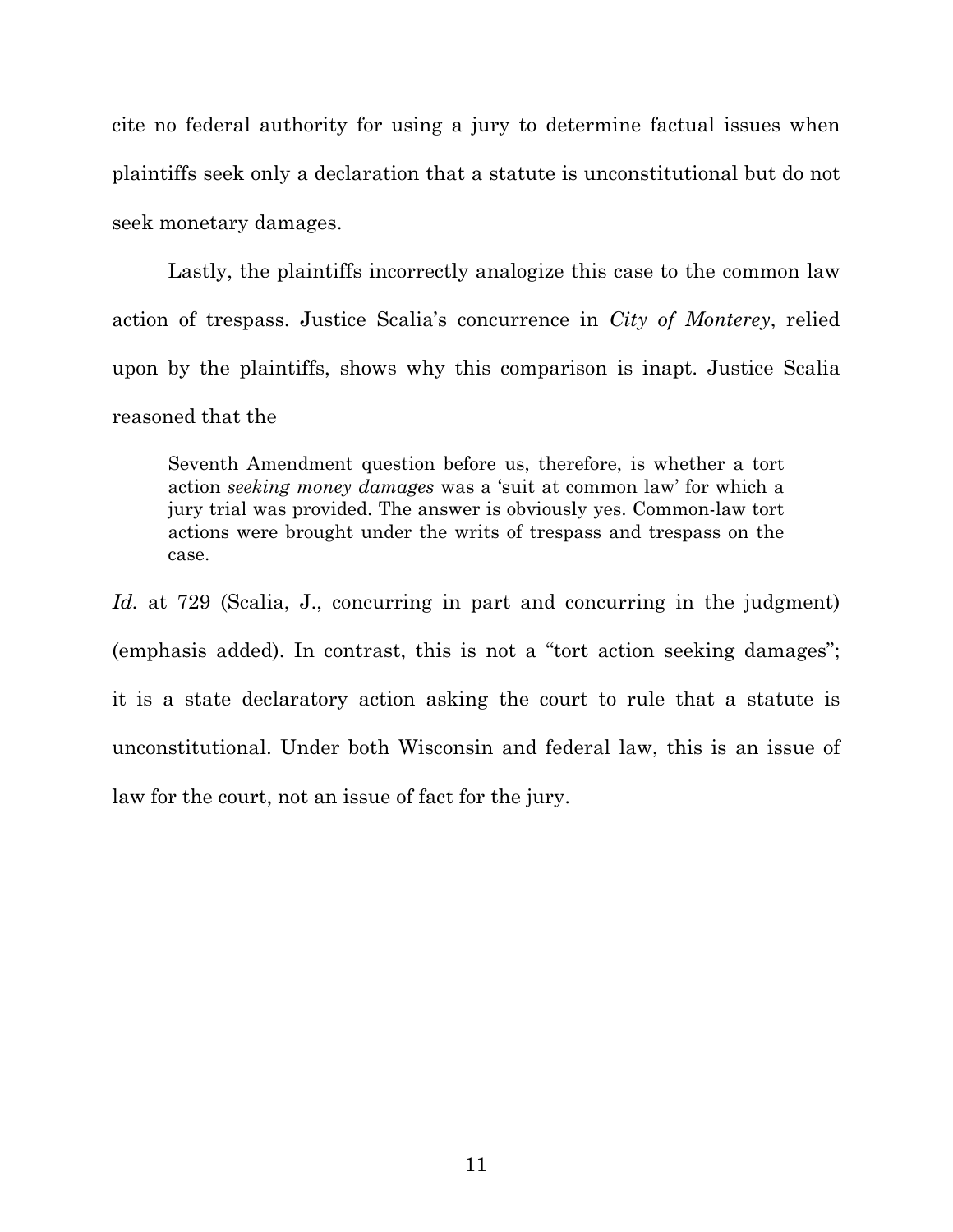cite no federal authority for using a jury to determine factual issues when plaintiffs seek only a declaration that a statute is unconstitutional but do not seek monetary damages.

Lastly, the plaintiffs incorrectly analogize this case to the common law action of trespass. Justice Scalia's concurrence in *City of Monterey*, relied upon by the plaintiffs, shows why this comparison is inapt. Justice Scalia reasoned that the

> Seventh Amendment question before us, therefore, is whether a tort action *seeking money damages* was a 'suit at common law' for which a jury trial was provided. The answer is obviously yes. Common-law tort actions were brought under the writs of trespass and trespass on the case.

*Id.* at 729 (Scalia, J., concurring in part and concurring in the judgment) (emphasis added). In contrast, this is not a "tort action seeking damages"; it is a state declaratory action asking the court to rule that a statute is unconstitutional. Under both Wisconsin and federal law, this is an issue of law for the court, not an issue of fact for the jury.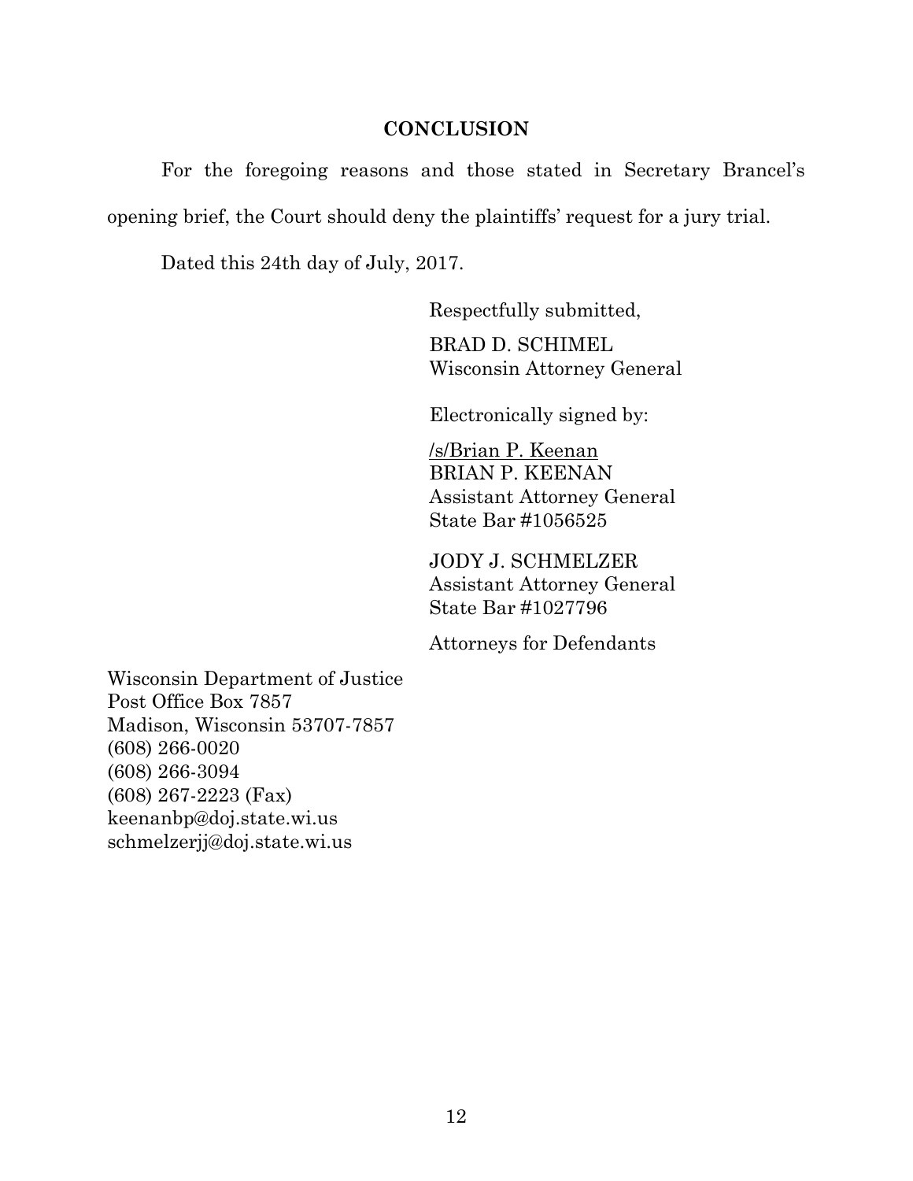## CONCLUSION

For the foregoing reasons and those stated in Secretary Brancel's opening brief, the Court should deny the plaintiffs' request for a jury trial.

Dated this 24th day of July, 2017.

Respectfully submitted,

BRAD D. SCHIMEL
Wisconsin Attorney General

Electronically signed by:

/s/Brian P. Keenan
BRIAN P. KEENAN
Assistant Attorney General
State Bar #1056525

JODY J. SCHMELZER
Assistant Attorney General
State Bar #1027796

Attorneys for Defendants

Wisconsin Department of Justice
Post Office Box 7857
Madison, Wisconsin 53707-7857
(608) 266-0020
(608) 266-3094
(608) 267-2223 (Fax)
keenanbp@doj.state.wi.us
schmelzerjj@doj.state.wi.us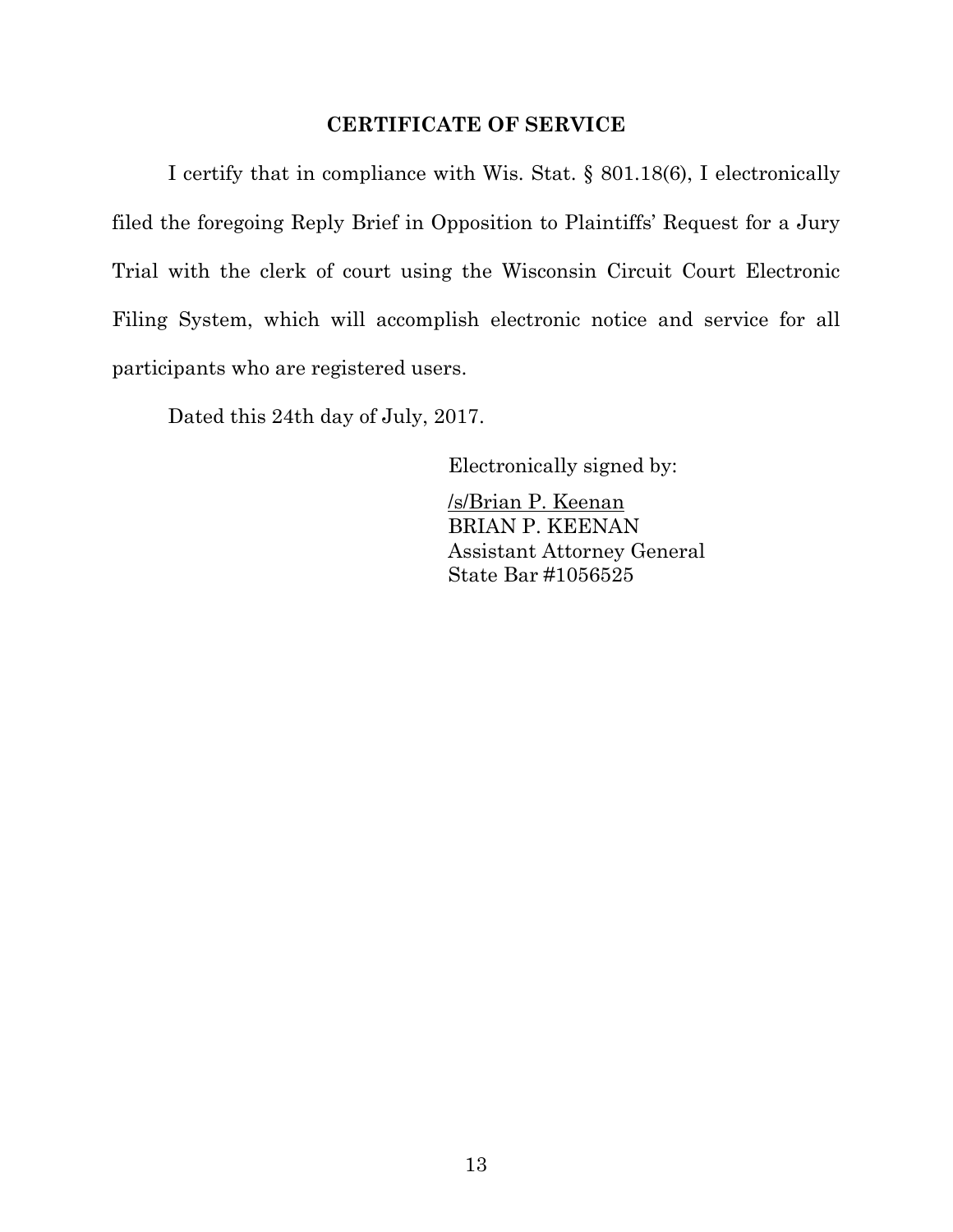**CERTIFICATE OF SERVICE**

I certify that in compliance with Wis. Stat. § 801.18(6), I electronically filed the foregoing Reply Brief in Opposition to Plaintiffs' Request for a Jury Trial with the clerk of court using the Wisconsin Circuit Court Electronic Filing System, which will accomplish electronic notice and service for all participants who are registered users.

Dated this 24th day of July, 2017.

Electronically signed by:

/s/Brian P. Keenan
BRIAN P. KEENAN
Assistant Attorney General
State Bar #1056525